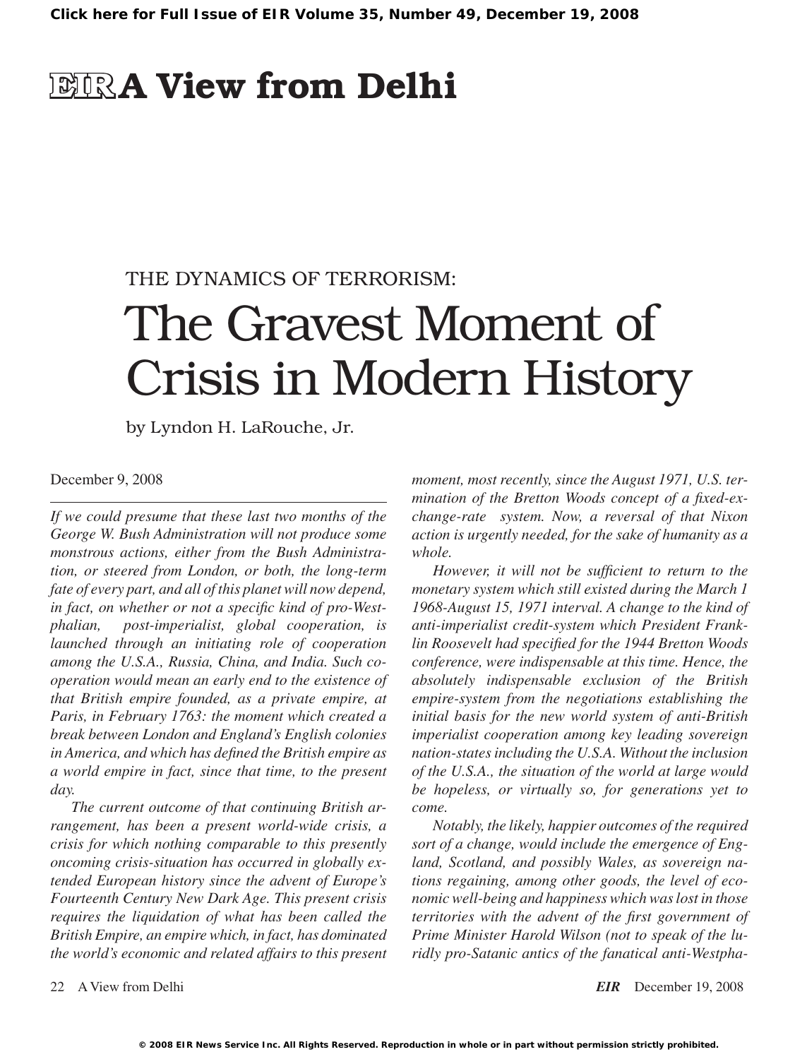# EIR A View from Delhi

THE DYNAMICS OF TERRORISM:

# The Gravest Moment of Crisis in Modern History

by Lyndon H. LaRouche, Jr.

December 9, 2008

*If we could presume that these last two months of the George W. Bush Administration will not produce some monstrous actions, either from the Bush Administration, or steered from London, or both, the long-term fate of every part, and all of this planet will now depend, in fact, on whether or not a specific kind of pro-Westphalian, post-imperialist, global cooperation, is launched through an initiating role of cooperation among the U.S.A., Russia, China, and India. Such cooperation would mean an early end to the existence of that British empire founded, as a private empire, at Paris, in February 1763: the moment which created a break between London and England's English colonies in America, and which has defined the British empire as a world empire in fact, since that time, to the present day.*

*The current outcome of that continuing British arrangement, has been a present world-wide crisis, a crisis for which nothing comparable to this presently oncoming crisis-situation has occurred in globally extended European history since the advent of Europe's Fourteenth Century New Dark Age. This present crisis requires the liquidation of what has been called the British Empire, an empire which, in fact, has dominated the world's economic and related affairs to this present moment, most recently, since the August 1971, U.S. termination of the Bretton Woods concept of a fixed-exchange-rate system. Now, a reversal of that Nixon action is urgently needed, for the sake of humanity as a whole.*

*However, it will not be sufficient to return to the monetary system which still existed during the March 1 1968-August 15, 1971 interval. A change to the kind of anti-imperialist credit-system which President Franklin Roosevelt had specified for the 1944 Bretton Woods conference, were indispensable at this time. Hence, the absolutely indispensable exclusion of the British empire-system from the negotiations establishing the initial basis for the new world system of anti-British imperialist cooperation among key leading sovereign nation-states including the U.S.A. Without the inclusion of the U.S.A., the situation of the world at large would be hopeless, or virtually so, for generations yet to come.*

*Notably, the likely, happier outcomes of the required sort of a change, would include the emergence of England, Scotland, and possibly Wales, as sovereign nations regaining, among other goods, the level of economic well-being and happiness which was lost in those territories with the advent of the first government of Prime Minister Harold Wilson (not to speak of the luridly pro-Satanic antics of the fanatical anti-Westpha-*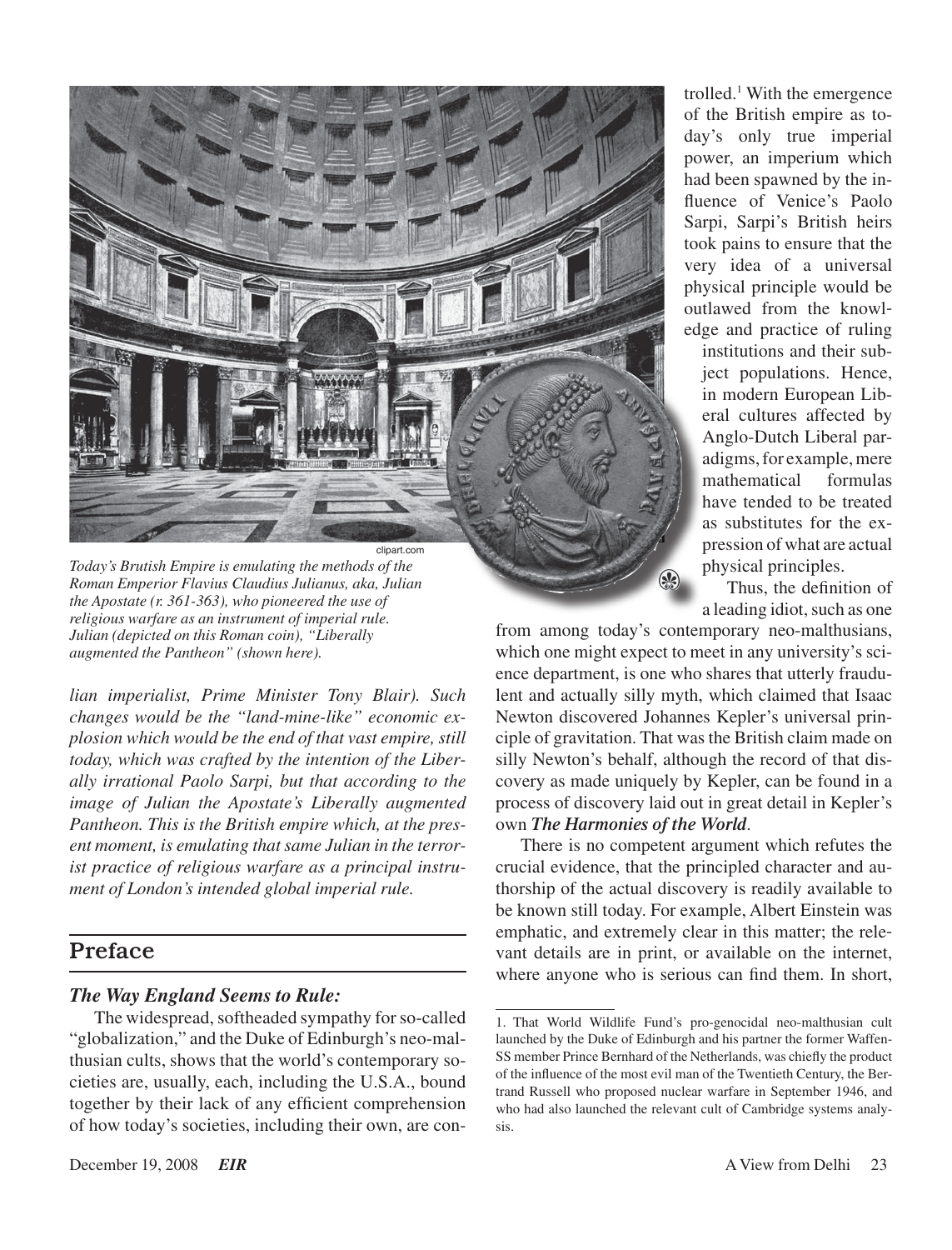Today's Brutish Empire is emulating the methods of the Roman Emperior Flavius Claudius Julianus, aka, Julian the Apostate (r. 361-363), who pioneered the use of religious warfare as an instrument of imperial rule. Julian (depicted on this Roman coin), "Liberally augmented the Pantheon" (shown here).

*lian imperialist, Prime Minister Tony Blair). Such changes would be the "land-mine-like" economic explosion which would be the end of that vast empire, still today, which was crafted by the intention of the Liberally irrational Paolo Sarpi, but that according to the image of Julian the Apostate's Liberally augmented Pantheon. This is the British empire which, at the present moment, is emulating that same Julian in the terrorist practice of religious warfare as a principal instrument of London's intended global imperial rule.*

## Preface

### *The Way England Seems to Rule:*

The widespread, softheaded sympathy for so-called "globalization," and the Duke of Edinburgh's neo-malthusian cults, shows that the world's contemporary societies are, usually, each, including the U.S.A., bound together by their lack of any efficient comprehension of how today's societies, including their own, are controlled.[1] With the emergence of the British empire as today's only true imperial power, an imperium which had been spawned by the influence of Venice's Paolo Sarpi, Sarpi's British heirs took pains to ensure that the very idea of a universal physical principle would be outlawed from the knowledge and practice of ruling institutions and their subject populations. Hence, in modern European Liberal cultures affected by Anglo-Dutch Liberal paradigms, for example, mere mathematical formulas have tended to be treated as substitutes for the expression of what are actual physical principles.

Thus, the definition of a leading idiot, such as one from among today's contemporary neo-malthusians, which one might expect to meet in any university's science department, is one who shares that utterly fraudulent and actually silly myth, which claimed that Isaac Newton discovered Johannes Kepler's universal principle of gravitation. That was the British claim made on silly Newton's behalf, although the record of that discovery as made uniquely by Kepler, can be found in a process of discovery laid out in great detail in Kepler's own ***The Harmonies of the World***.

There is no competent argument which refutes the crucial evidence, that the principled character and authorship of the actual discovery is readily available to be known still today. For example, Albert Einstein was emphatic, and extremely clear in this matter; the relevant details are in print, or available on the internet, where anyone who is serious can find them. In short,

---

1. That World Wildlife Fund's pro-genocidal neo-malthusian cult launched by the Duke of Edinburgh and his partner the former Waffen-SS member Prince Bernhard of the Netherlands, was chiefly the product of the influence of the most evil man of the Twentieth Century, the Bertrand Russell who proposed nuclear warfare in September 1946, and who had also launched the relevant cult of Cambridge systems analysis.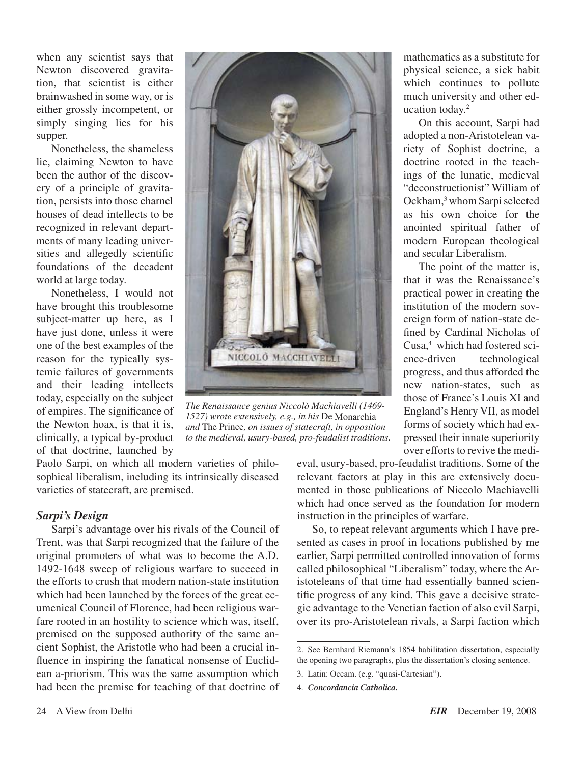when any scientist says that Newton discovered gravitation, that scientist is either brainwashed in some way, or is either grossly incompetent, or simply singing lies for his supper.

Nonetheless, the shameless lie, claiming Newton to have been the author of the discovery of a principle of gravitation, persists into those charnel houses of dead intellects to be recognized in relevant departments of many leading universities and allegedly scientific foundations of the decadent world at large today.

Nonetheless, I would not have brought this troublesome subject-matter up here, as I have just done, unless it were one of the best examples of the reason for the typically systemic failures of governments and their leading intellects today, especially on the subject of empires. The significance of the Newton hoax, is that it is, clinically, a typical by-product of that doctrine, launched by Paolo Sarpi, on which all modern varieties of philosophical liberalism, including its intrinsically diseased varieties of statecraft, are premised.

*The Renaissance genius Niccolò Machiavelli (1469-1527) wrote extensively, e.g., in his* De Monarchia *and* The Prince*, on issues of statecraft, in opposition to the medieval, usury-based, pro-feudalist traditions.*

### *Sarpi's Design*

Sarpi's advantage over his rivals of the Council of Trent, was that Sarpi recognized that the failure of the original promoters of what was to become the A.D. 1492-1648 sweep of religious warfare to succeed in the efforts to crush that modern nation-state institution which had been launched by the forces of the great ecumenical Council of Florence, had been religious warfare rooted in an hostility to science which was, itself, premised on the supposed authority of the same ancient Sophist, the Aristotle who had been a crucial influence in inspiring the fanatical nonsense of Euclidean a-priorism. This was the same assumption which had been the premise for teaching of that doctrine of mathematics as a substitute for physical science, a sick habit which continues to pollute much university and other education today.[2]

On this account, Sarpi had adopted a non-Aristotelean variety of Sophist doctrine, a doctrine rooted in the teachings of the lunatic, medieval "deconstructionist" William of Ockham,[3] whom Sarpi selected as his own choice for the anointed spiritual father of modern European theological and secular Liberalism.

The point of the matter is, that it was the Renaissance's practical power in creating the institution of the modern sovereign form of nation-state defined by Cardinal Nicholas of Cusa,[4] which had fostered science-driven technological progress, and thus afforded the new nation-states, such as those of France's Louis XI and England's Henry VII, as model forms of society which had expressed their innate superiority over efforts to revive the medieval, usury-based, pro-feudalist traditions. Some of the relevant factors at play in this are extensively documented in those publications of Niccolo Machiavelli which had once served as the foundation for modern instruction in the principles of warfare.

So, to repeat relevant arguments which I have presented as cases in proof in locations published by me earlier, Sarpi permitted controlled innovation of forms called philosophical "Liberalism" today, where the Aristoteleans of that time had essentially banned scientific progress of any kind. This gave a decisive strategic advantage to the Venetian faction of also evil Sarpi, over its pro-Aristotelean rivals, a Sarpi faction which

---

2. See Bernhard Riemann's 1854 habilitation dissertation, especially the opening two paragraphs, plus the dissertation's closing sentence.

3. Latin: Occam. (e.g. "quasi-Cartesian").

4. ***Concordancia Catholica.***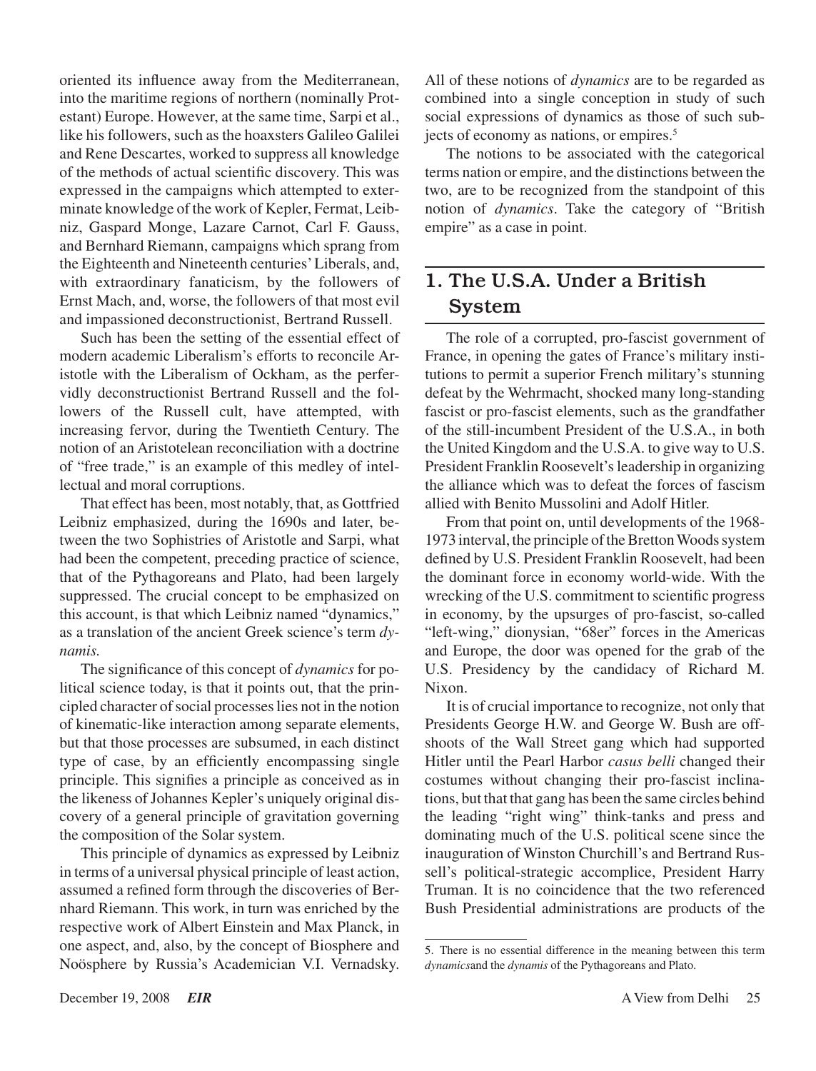oriented its influence away from the Mediterranean, into the maritime regions of northern (nominally Protestant) Europe. However, at the same time, Sarpi et al., like his followers, such as the hoaxsters Galileo Galilei and Rene Descartes, worked to suppress all knowledge of the methods of actual scientific discovery. This was expressed in the campaigns which attempted to exterminate knowledge of the work of Kepler, Fermat, Leibniz, Gaspard Monge, Lazare Carnot, Carl F. Gauss, and Bernhard Riemann, campaigns which sprang from the Eighteenth and Nineteenth centuries' Liberals, and, with extraordinary fanaticism, by the followers of Ernst Mach, and, worse, the followers of that most evil and impassioned deconstructionist, Bertrand Russell.

Such has been the setting of the essential effect of modern academic Liberalism's efforts to reconcile Aristotle with the Liberalism of Ockham, as the perfervidly deconstructionist Bertrand Russell and the followers of the Russell cult, have attempted, with increasing fervor, during the Twentieth Century. The notion of an Aristotelean reconciliation with a doctrine of "free trade," is an example of this medley of intellectual and moral corruptions.

That effect has been, most notably, that, as Gottfried Leibniz emphasized, during the 1690s and later, between the two Sophistries of Aristotle and Sarpi, what had been the competent, preceding practice of science, that of the Pythagoreans and Plato, had been largely suppressed. The crucial concept to be emphasized on this account, is that which Leibniz named "dynamics," as a translation of the ancient Greek science's term *dynamis.*

The significance of this concept of *dynamics* for political science today, is that it points out, that the principled character of social processes lies not in the notion of kinematic-like interaction among separate elements, but that those processes are subsumed, in each distinct type of case, by an efficiently encompassing single principle. This signifies a principle as conceived as in the likeness of Johannes Kepler's uniquely original discovery of a general principle of gravitation governing the composition of the Solar system.

This principle of dynamics as expressed by Leibniz in terms of a universal physical principle of least action, assumed a refined form through the discoveries of Bernhard Riemann. This work, in turn was enriched by the respective work of Albert Einstein and Max Planck, in one aspect, and, also, by the concept of Biosphere and Noösphere by Russia's Academician V.I. Vernadsky. All of these notions of *dynamics* are to be regarded as combined into a single conception in study of such social expressions of dynamics as those of such subjects of economy as nations, or empires.[5]

The notions to be associated with the categorical terms nation or empire, and the distinctions between the two, are to be recognized from the standpoint of this notion of *dynamics*. Take the category of "British empire" as a case in point.

## 1. The U.S.A. Under a British System

The role of a corrupted, pro-fascist government of France, in opening the gates of France's military institutions to permit a superior French military's stunning defeat by the Wehrmacht, shocked many long-standing fascist or pro-fascist elements, such as the grandfather of the still-incumbent President of the U.S.A., in both the United Kingdom and the U.S.A. to give way to U.S. President Franklin Roosevelt's leadership in organizing the alliance which was to defeat the forces of fascism allied with Benito Mussolini and Adolf Hitler.

From that point on, until developments of the 1968-1973 interval, the principle of the Bretton Woods system defined by U.S. President Franklin Roosevelt, had been the dominant force in economy world-wide. With the wrecking of the U.S. commitment to scientific progress in economy, by the upsurges of pro-fascist, so-called "left-wing," dionysian, "68er" forces in the Americas and Europe, the door was opened for the grab of the U.S. Presidency by the candidacy of Richard M. Nixon.

It is of crucial importance to recognize, not only that Presidents George H.W. and George W. Bush are offshoots of the Wall Street gang which had supported Hitler until the Pearl Harbor *casus belli* changed their costumes without changing their pro-fascist inclinations, but that that gang has been the same circles behind the leading "right wing" think-tanks and press and dominating much of the U.S. political scene since the inauguration of Winston Churchill's and Bertrand Russell's political-strategic accomplice, President Harry Truman. It is no coincidence that the two referenced Bush Presidential administrations are products of the

---

5. There is no essential difference in the meaning between this term *dynamics*and the *dynamis* of the Pythagoreans and Plato.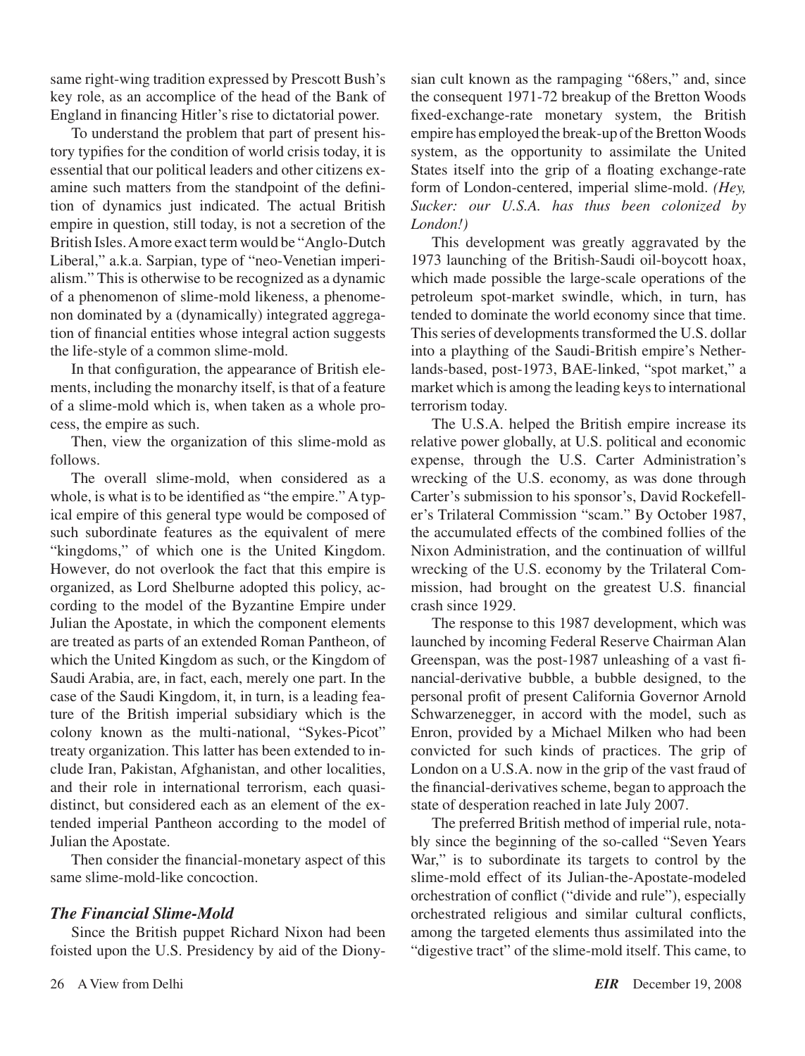same right-wing tradition expressed by Prescott Bush's key role, as an accomplice of the head of the Bank of England in financing Hitler's rise to dictatorial power.

To understand the problem that part of present history typifies for the condition of world crisis today, it is essential that our political leaders and other citizens examine such matters from the standpoint of the definition of dynamics just indicated. The actual British empire in question, still today, is not a secretion of the British Isles. A more exact term would be "Anglo-Dutch Liberal," a.k.a. Sarpian, type of "neo-Venetian imperialism." This is otherwise to be recognized as a dynamic of a phenomenon of slime-mold likeness, a phenomenon dominated by a (dynamically) integrated aggregation of financial entities whose integral action suggests the life-style of a common slime-mold.

In that configuration, the appearance of British elements, including the monarchy itself, is that of a feature of a slime-mold which is, when taken as a whole process, the empire as such.

Then, view the organization of this slime-mold as follows.

The overall slime-mold, when considered as a whole, is what is to be identified as "the empire." A typical empire of this general type would be composed of such subordinate features as the equivalent of mere "kingdoms," of which one is the United Kingdom. However, do not overlook the fact that this empire is organized, as Lord Shelburne adopted this policy, according to the model of the Byzantine Empire under Julian the Apostate, in which the component elements are treated as parts of an extended Roman Pantheon, of which the United Kingdom as such, or the Kingdom of Saudi Arabia, are, in fact, each, merely one part. In the case of the Saudi Kingdom, it, in turn, is a leading feature of the British imperial subsidiary which is the colony known as the multi-national, "Sykes-Picot" treaty organization. This latter has been extended to include Iran, Pakistan, Afghanistan, and other localities, and their role in international terrorism, each quasi-distinct, but considered each as an element of the extended imperial Pantheon according to the model of Julian the Apostate.

Then consider the financial-monetary aspect of this same slime-mold-like concoction.

### *The Financial Slime-Mold*

Since the British puppet Richard Nixon had been foisted upon the U.S. Presidency by aid of the Dionysian cult known as the rampaging "68ers," and, since the consequent 1971-72 breakup of the Bretton Woods fixed-exchange-rate monetary system, the British empire has employed the break-up of the Bretton Woods system, as the opportunity to assimilate the United States itself into the grip of a floating exchange-rate form of London-centered, imperial slime-mold. *(Hey, Sucker: our U.S.A. has thus been colonized by London!)*

This development was greatly aggravated by the 1973 launching of the British-Saudi oil-boycott hoax, which made possible the large-scale operations of the petroleum spot-market swindle, which, in turn, has tended to dominate the world economy since that time. This series of developments transformed the U.S. dollar into a plaything of the Saudi-British empire's Netherlands-based, post-1973, BAE-linked, "spot market," a market which is among the leading keys to international terrorism today.

The U.S.A. helped the British empire increase its relative power globally, at U.S. political and economic expense, through the U.S. Carter Administration's wrecking of the U.S. economy, as was done through Carter's submission to his sponsor's, David Rockefeller's Trilateral Commission "scam." By October 1987, the accumulated effects of the combined follies of the Nixon Administration, and the continuation of willful wrecking of the U.S. economy by the Trilateral Commission, had brought on the greatest U.S. financial crash since 1929.

The response to this 1987 development, which was launched by incoming Federal Reserve Chairman Alan Greenspan, was the post-1987 unleashing of a vast financial-derivative bubble, a bubble designed, to the personal profit of present California Governor Arnold Schwarzenegger, in accord with the model, such as Enron, provided by a Michael Milken who had been convicted for such kinds of practices. The grip of London on a U.S.A. now in the grip of the vast fraud of the financial-derivatives scheme, began to approach the state of desperation reached in late July 2007.

The preferred British method of imperial rule, notably since the beginning of the so-called "Seven Years War," is to subordinate its targets to control by the slime-mold effect of its Julian-the-Apostate-modeled orchestration of conflict ("divide and rule"), especially orchestrated religious and similar cultural conflicts, among the targeted elements thus assimilated into the "digestive tract" of the slime-mold itself. This came, to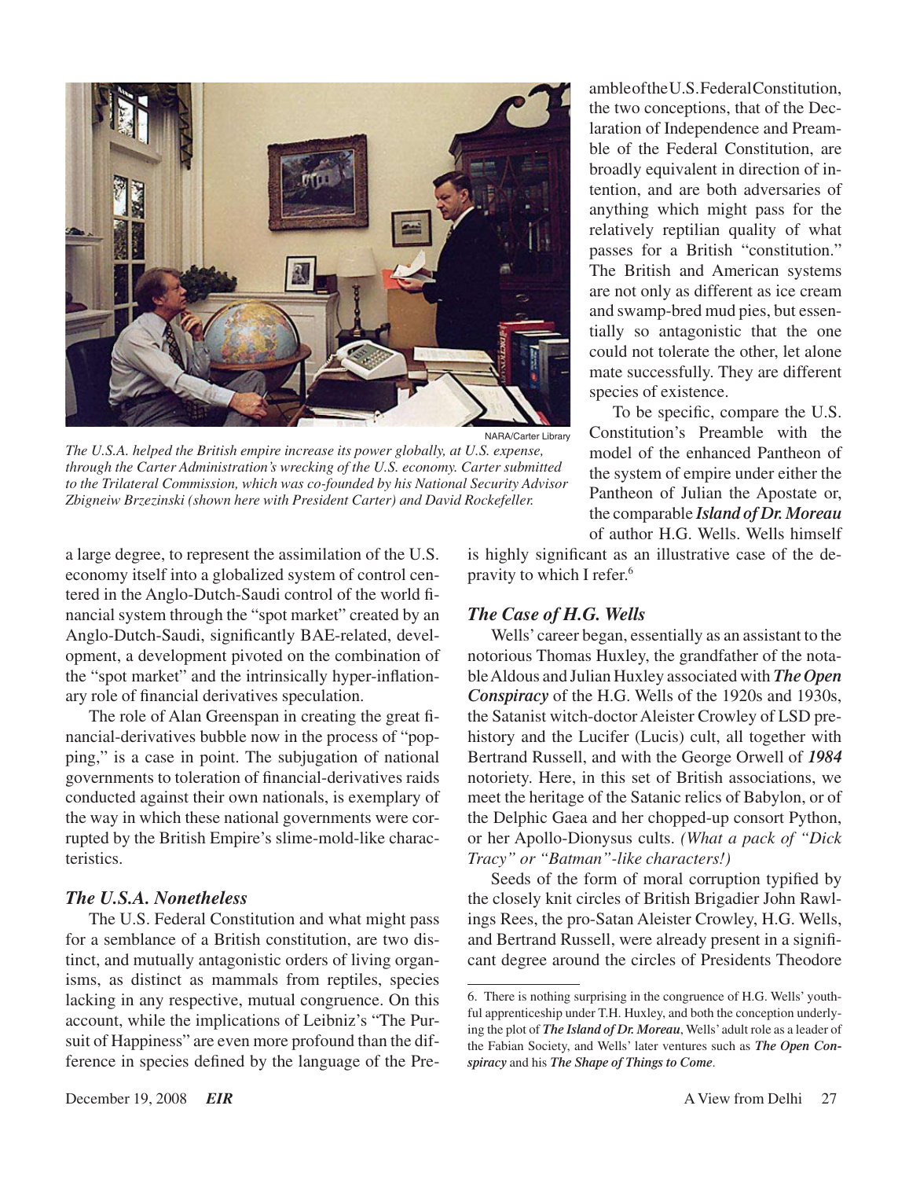NARA/Carter Library

*The U.S.A. helped the British empire increase its power globally, at U.S. expense, through the Carter Administration's wrecking of the U.S. economy. Carter submitted to the Trilateral Commission, which was co-founded by his National Security Advisor Zbigneiw Brzezinski (shown here with President Carter) and David Rockefeller.*

a large degree, to represent the assimilation of the U.S. economy itself into a globalized system of control centered in the Anglo-Dutch-Saudi control of the world financial system through the "spot market" created by an Anglo-Dutch-Saudi, significantly BAE-related, development, a development pivoted on the combination of the "spot market" and the intrinsically hyper-inflationary role of financial derivatives speculation.

The role of Alan Greenspan in creating the great financial-derivatives bubble now in the process of "popping," is a case in point. The subjugation of national governments to toleration of financial-derivatives raids conducted against their own nationals, is exemplary of the way in which these national governments were corrupted by the British Empire's slime-mold-like characteristics.

### *The U.S.A. Nonetheless*

The U.S. Federal Constitution and what might pass for a semblance of a British constitution, are two distinct, and mutually antagonistic orders of living organisms, as distinct as mammals from reptiles, species lacking in any respective, mutual congruence. On this account, while the implications of Leibniz's "The Pursuit of Happiness" are even more profound than the difference in species defined by the language of the Preamble of the U.S. Federal Constitution, the two conceptions, that of the Declaration of Independence and Preamble of the Federal Constitution, are broadly equivalent in direction of intention, and are both adversaries of anything which might pass for the relatively reptilian quality of what passes for a British "constitution." The British and American systems are not only as different as ice cream and swamp-bred mud pies, but essentially so antagonistic that the one could not tolerate the other, let alone mate successfully. They are different species of existence.

To be specific, compare the U.S. Constitution's Preamble with the model of the enhanced Pantheon of the system of empire under either the Pantheon of Julian the Apostate or, the comparable ***Island of Dr. Moreau*** of author H.G. Wells. Wells himself is highly significant as an illustrative case of the depravity to which I refer.[6]

### *The Case of H.G. Wells*

Wells' career began, essentially as an assistant to the notorious Thomas Huxley, the grandfather of the notable Aldous and Julian Huxley associated with ***The Open Conspiracy*** of the H.G. Wells of the 1920s and 1930s, the Satanist witch-doctor Aleister Crowley of LSD prehistory and the Lucifer (Lucis) cult, all together with Bertrand Russell, and with the George Orwell of ***1984*** notoriety. Here, in this set of British associations, we meet the heritage of the Satanic relics of Babylon, or of the Delphic Gaea and her chopped-up consort Python, or her Apollo-Dionysus cults. *(What a pack of "Dick Tracy" or "Batman"-like characters!)*

Seeds of the form of moral corruption typified by the closely knit circles of British Brigadier John Rawlings Rees, the pro-Satan Aleister Crowley, H.G. Wells, and Bertrand Russell, were already present in a significant degree around the circles of Presidents Theodore

---

6. There is nothing surprising in the congruence of H.G. Wells' youthful apprenticeship under T.H. Huxley, and both the conception underlying the plot of ***The Island of Dr. Moreau***, Wells' adult role as a leader of the Fabian Society, and Wells' later ventures such as ***The Open Conspiracy*** and his ***The Shape of Things to Come***.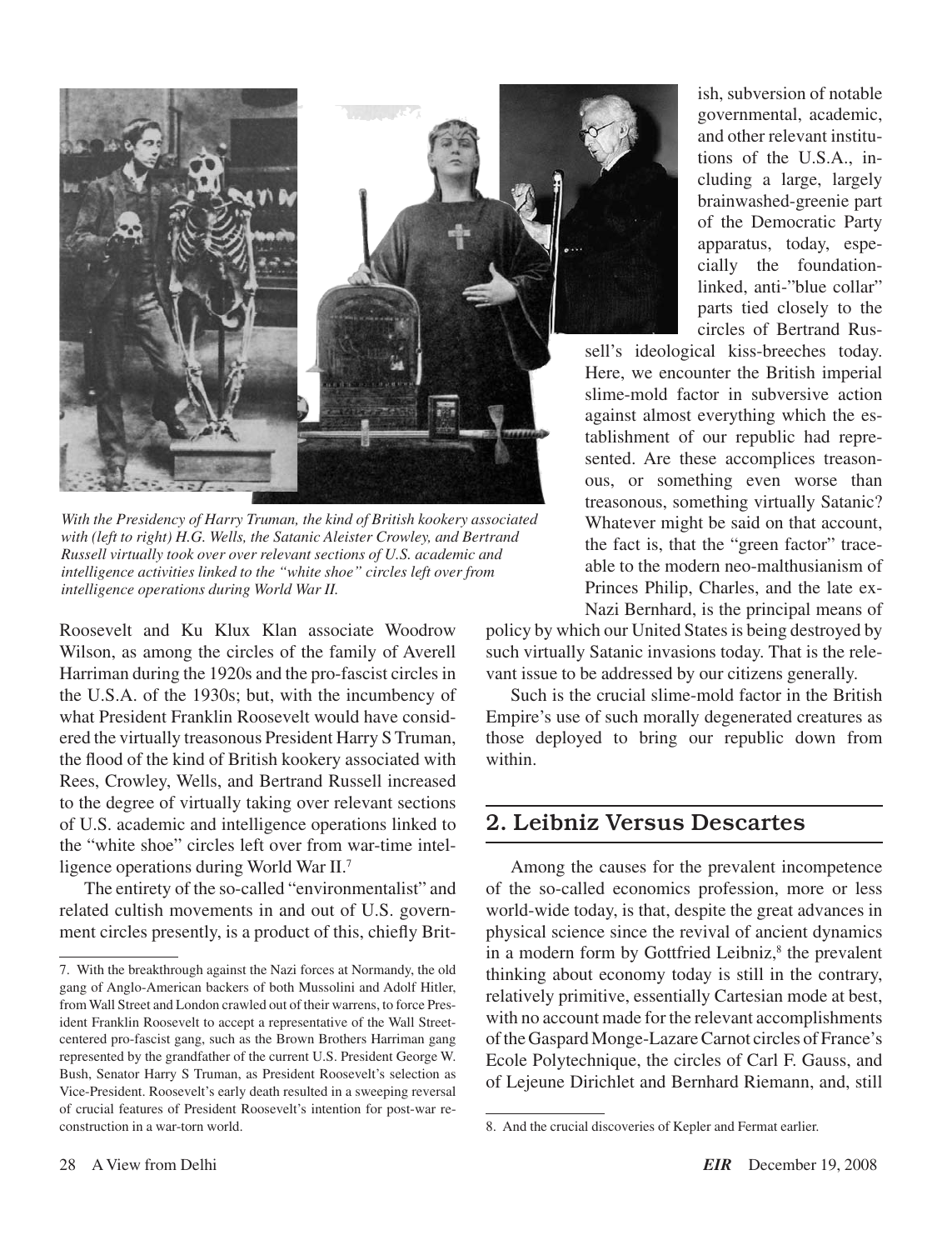*With the Presidency of Harry Truman, the kind of British kookery associated with (left to right) H.G. Wells, the Satanic Aleister Crowley, and Bertrand Russell virtually took over over relevant sections of U.S. academic and intelligence activities linked to the "white shoe" circles left over from intelligence operations during World War II.*

Roosevelt and Ku Klux Klan associate Woodrow Wilson, as among the circles of the family of Averell Harriman during the 1920s and the pro-fascist circles in the U.S.A. of the 1930s; but, with the incumbency of what President Franklin Roosevelt would have considered the virtually treasonous President Harry S Truman, the flood of the kind of British kookery associated with Rees, Crowley, Wells, and Bertrand Russell increased to the degree of virtually taking over relevant sections of U.S. academic and intelligence operations linked to the "white shoe" circles left over from war-time intelligence operations during World War II.[7]

The entirety of the so-called "environmentalist" and related cultish movements in and out of U.S. government circles presently, is a product of this, chiefly British, subversion of notable governmental, academic, and other relevant institutions of the U.S.A., including a large, largely brainwashed-greenie part of the Democratic Party apparatus, today, especially the foundation-linked, anti-"blue collar" parts tied closely to the circles of Bertrand Russell's ideological kiss-breeches today. Here, we encounter the British imperial slime-mold factor in subversive action against almost everything which the establishment of our republic had represented. Are these accomplices treasonous, or something even worse than treasonous, something virtually Satanic? Whatever might be said on that account, the fact is, that the "green factor" traceable to the modern neo-malthusianism of Princes Philip, Charles, and the late ex-Nazi Bernhard, is the principal means of policy by which our United States is being destroyed by such virtually Satanic invasions today. That is the relevant issue to be addressed by our citizens generally.

Such is the crucial slime-mold factor in the British Empire's use of such morally degenerated creatures as those deployed to bring our republic down from within.

## 2. Leibniz Versus Descartes

Among the causes for the prevalent incompetence of the so-called economics profession, more or less world-wide today, is that, despite the great advances in physical science since the revival of ancient dynamics in a modern form by Gottfried Leibniz,[8] the prevalent thinking about economy today is still in the contrary, relatively primitive, essentially Cartesian mode at best, with no account made for the relevant accomplishments of the Gaspard Monge-Lazare Carnot circles of France's Ecole Polytechnique, the circles of Carl F. Gauss, and of Lejeune Dirichlet and Bernhard Riemann, and, still

---

7. With the breakthrough against the Nazi forces at Normandy, the old gang of Anglo-American backers of both Mussolini and Adolf Hitler, from Wall Street and London crawled out of their warrens, to force President Franklin Roosevelt to accept a representative of the Wall Street-centered pro-fascist gang, such as the Brown Brothers Harriman gang represented by the grandfather of the current U.S. President George W. Bush, Senator Harry S Truman, as President Roosevelt's selection as Vice-President. Roosevelt's early death resulted in a sweeping reversal of crucial features of President Roosevelt's intention for post-war reconstruction in a war-torn world.

8. And the crucial discoveries of Kepler and Fermat earlier.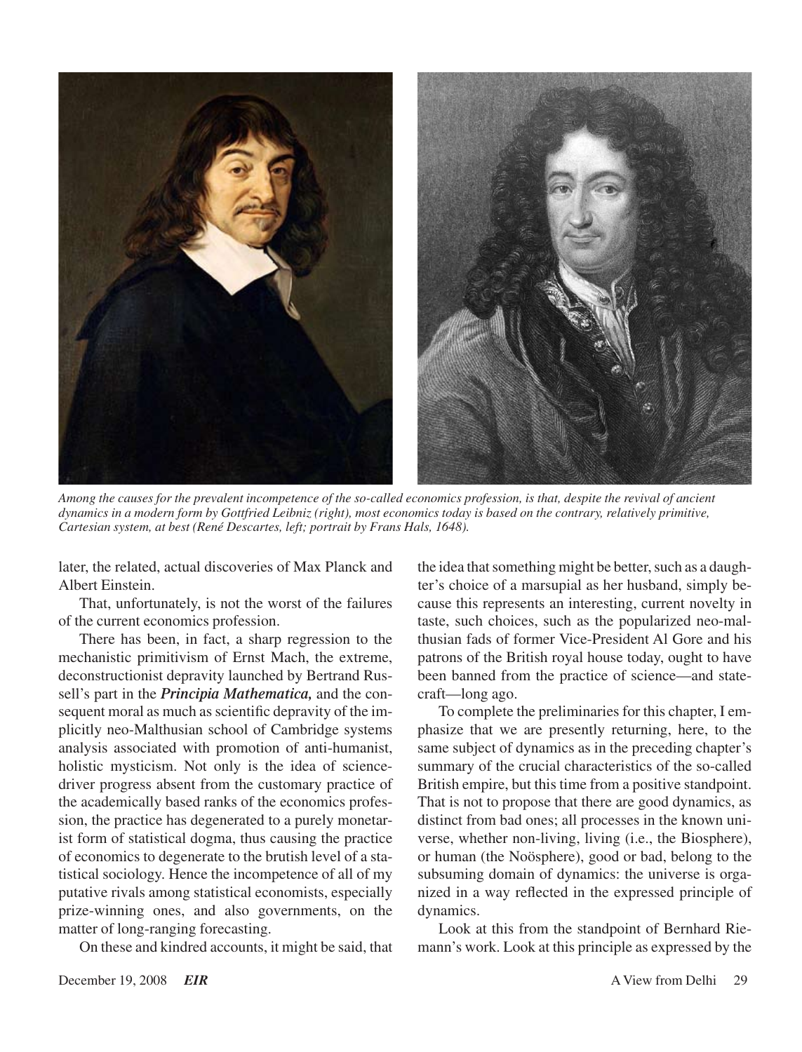*Among the causes for the prevalent incompetence of the so-called economics profession, is that, despite the revival of ancient dynamics in a modern form by Gottfried Leibniz (right), most economics today is based on the contrary, relatively primitive, Cartesian system, at best (René Descartes, left; portrait by Frans Hals, 1648).*

later, the related, actual discoveries of Max Planck and Albert Einstein.

That, unfortunately, is not the worst of the failures of the current economics profession.

There has been, in fact, a sharp regression to the mechanistic primitivism of Ernst Mach, the extreme, deconstructionist depravity launched by Bertrand Russell's part in the ***Principia Mathematica,*** and the consequent moral as much as scientific depravity of the implicitly neo-Malthusian school of Cambridge systems analysis associated with promotion of anti-humanist, holistic mysticism. Not only is the idea of science-driver progress absent from the customary practice of the academically based ranks of the economics profession, the practice has degenerated to a purely monetarist form of statistical dogma, thus causing the practice of economics to degenerate to the brutish level of a statistical sociology. Hence the incompetence of all of my putative rivals among statistical economists, especially prize-winning ones, and also governments, on the matter of long-ranging forecasting.

On these and kindred accounts, it might be said, that the idea that something might be better, such as a daughter's choice of a marsupial as her husband, simply because this represents an interesting, current novelty in taste, such choices, such as the popularized neo-malthusian fads of former Vice-President Al Gore and his patrons of the British royal house today, ought to have been banned from the practice of science—and statecraft—long ago.

To complete the preliminaries for this chapter, I emphasize that we are presently returning, here, to the same subject of dynamics as in the preceding chapter's summary of the crucial characteristics of the so-called British empire, but this time from a positive standpoint. That is not to propose that there are good dynamics, as distinct from bad ones; all processes in the known universe, whether non-living, living (i.e., the Biosphere), or human (the Noösphere), good or bad, belong to the subsuming domain of dynamics: the universe is organized in a way reflected in the expressed principle of dynamics.

Look at this from the standpoint of Bernhard Riemann's work. Look at this principle as expressed by the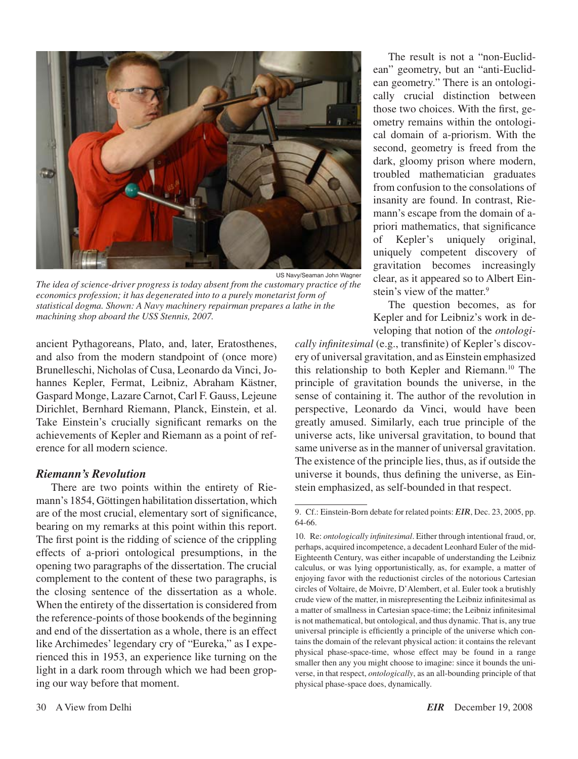US Navy/Seaman John Wagner

*The idea of science-driver progress is today absent from the customary practice of the economics profession; it has degenerated into to a purely monetarist form of statistical dogma. Shown: A Navy machinery repairman prepares a lathe in the machining shop aboard the USS Stennis, 2007.*

ancient Pythagoreans, Plato, and, later, Eratosthenes, and also from the modern standpoint of (once more) Brunelleschi, Nicholas of Cusa, Leonardo da Vinci, Johannes Kepler, Fermat, Leibniz, Abraham Kästner, Gaspard Monge, Lazare Carnot, Carl F. Gauss, Lejeune Dirichlet, Bernhard Riemann, Planck, Einstein, et al. Take Einstein's crucially significant remarks on the achievements of Kepler and Riemann as a point of reference for all modern science.

### *Riemann's Revolution*

There are two points within the entirety of Riemann's 1854, Göttingen habilitation dissertation, which are of the most crucial, elementary sort of significance, bearing on my remarks at this point within this report. The first point is the ridding of science of the crippling effects of a-priori ontological presumptions, in the opening two paragraphs of the dissertation. The crucial complement to the content of these two paragraphs, is the closing sentence of the dissertation as a whole. When the entirety of the dissertation is considered from the reference-points of those bookends of the beginning and end of the dissertation as a whole, there is an effect like Archimedes' legendary cry of "Eureka," as I experienced this in 1953, an experience like turning on the light in a dark room through which we had been groping our way before that moment.

The result is not a "non-Euclidean" geometry, but an "anti-Euclidean geometry." There is an ontologically crucial distinction between those two choices. With the first, geometry remains within the ontological domain of a-priorism. With the second, geometry is freed from the dark, gloomy prison where modern, troubled mathematician graduates from confusion to the consolations of insanity are found. In contrast, Riemann's escape from the domain of a-priori mathematics, that significance of Kepler's uniquely original, uniquely competent discovery of gravitation becomes increasingly clear, as it appeared so to Albert Einstein's view of the matter.[9]

The question becomes, as for Kepler and for Leibniz's work in developing that notion of the *ontologically infinitesimal* (e.g., transfinite) of Kepler's discovery of universal gravitation, and as Einstein emphasized this relationship to both Kepler and Riemann.[10] The principle of gravitation bounds the universe, in the sense of containing it. The author of the revolution in perspective, Leonardo da Vinci, would have been greatly amused. Similarly, each true principle of the universe acts, like universal gravitation, to bound that same universe as in the manner of universal gravitation. The existence of the principle lies, thus, as if outside the universe it bounds, thus defining the universe, as Einstein emphasized, as self-bounded in that respect.

---

9. Cf.: Einstein-Born debate for related points: ***EIR***, Dec. 23, 2005, pp. 64-66.

10. Re: *ontologically infinitesimal*. Either through intentional fraud, or, perhaps, acquired incompetence, a decadent Leonhard Euler of the mid-Eighteenth Century, was either incapable of understanding the Leibniz calculus, or was lying opportunistically, as, for example, a matter of enjoying favor with the reductionist circles of the notorious Cartesian circles of Voltaire, de Moivre, D'Alembert, et al. Euler took a brutishly crude view of the matter, in misrepresenting the Leibniz infinitesimal as a matter of smallness in Cartesian space-time; the Leibniz infinitesimal is not mathematical, but ontological, and thus dynamic. That is, any true universal principle is efficiently a principle of the universe which contains the domain of the relevant physical action: it contains the relevant physical phase-space-time, whose effect may be found in a range smaller then any you might choose to imagine: since it bounds the universe, in that respect, *ontologically*, as an all-bounding principle of that physical phase-space does, dynamically.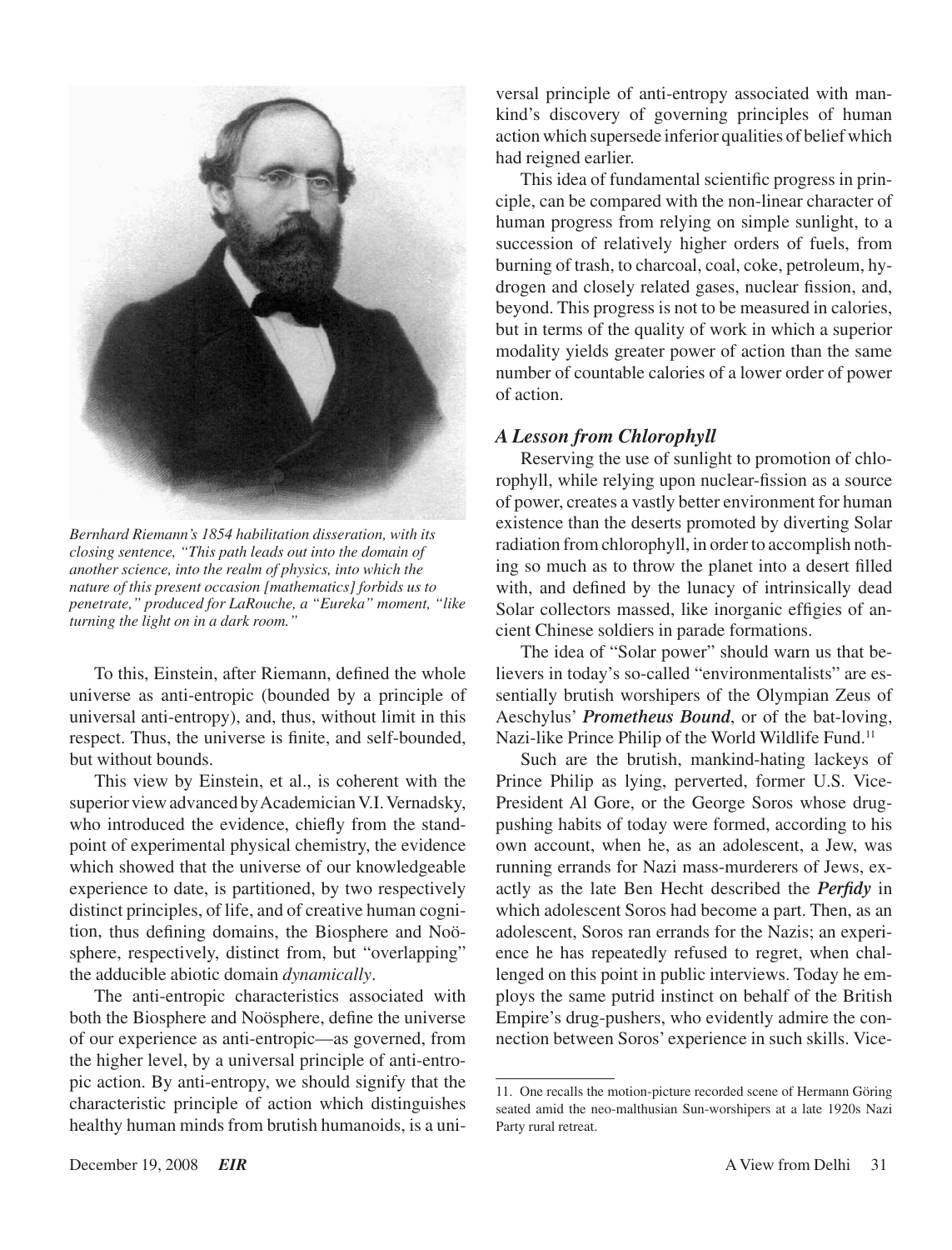*Bernhard Riemann's 1854 habilitation disseration, with its closing sentence, "This path leads out into the domain of another science, into the realm of physics, into which the nature of this present occasion [mathematics] forbids us to penetrate," produced for LaRouche, a "Eureka" moment, "like turning the light on in a dark room."*

To this, Einstein, after Riemann, defined the whole universe as anti-entropic (bounded by a principle of universal anti-entropy), and, thus, without limit in this respect. Thus, the universe is finite, and self-bounded, but without bounds.

This view by Einstein, et al., is coherent with the superior view advanced by Academician V.I. Vernadsky, who introduced the evidence, chiefly from the standpoint of experimental physical chemistry, the evidence which showed that the universe of our knowledgeable experience to date, is partitioned, by two respectively distinct principles, of life, and of creative human cognition, thus defining domains, the Biosphere and Noösphere, respectively, distinct from, but "overlapping" the adducible abiotic domain *dynamically*.

The anti-entropic characteristics associated with both the Biosphere and Noösphere, define the universe of our experience as anti-entropic—as governed, from the higher level, by a universal principle of anti-entropic action. By anti-entropy, we should signify that the characteristic principle of action which distinguishes healthy human minds from brutish humanoids, is a universal principle of anti-entropy associated with mankind's discovery of governing principles of human action which supersede inferior qualities of belief which had reigned earlier.

This idea of fundamental scientific progress in principle, can be compared with the non-linear character of human progress from relying on simple sunlight, to a succession of relatively higher orders of fuels, from burning of trash, to charcoal, coal, coke, petroleum, hydrogen and closely related gases, nuclear fission, and, beyond. This progress is not to be measured in calories, but in terms of the quality of work in which a superior modality yields greater power of action than the same number of countable calories of a lower order of power of action.

### *A Lesson from Chlorophyll*

Reserving the use of sunlight to promotion of chlorophyll, while relying upon nuclear-fission as a source of power, creates a vastly better environment for human existence than the deserts promoted by diverting Solar radiation from chlorophyll, in order to accomplish nothing so much as to throw the planet into a desert filled with, and defined by the lunacy of intrinsically dead Solar collectors massed, like inorganic effigies of ancient Chinese soldiers in parade formations.

The idea of "Solar power" should warn us that believers in today's so-called "environmentalists" are essentially brutish worshipers of the Olympian Zeus of Aeschylus' ***Prometheus Bound***, or of the bat-loving, Nazi-like Prince Philip of the World Wildlife Fund.[11]

Such are the brutish, mankind-hating lackeys of Prince Philip as lying, perverted, former U.S. Vice-President Al Gore, or the George Soros whose drug-pushing habits of today were formed, according to his own account, when he, as an adolescent, a Jew, was running errands for Nazi mass-murderers of Jews, exactly as the late Ben Hecht described the ***Perfidy*** in which adolescent Soros had become a part. Then, as an adolescent, Soros ran errands for the Nazis; an experience he has repeatedly refused to regret, when challenged on this point in public interviews. Today he employs the same putrid instinct on behalf of the British Empire's drug-pushers, who evidently admire the connection between Soros' experience in such skills. Vice-

11. One recalls the motion-picture recorded scene of Hermann Göring seated amid the neo-malthusian Sun-worshipers at a late 1920s Nazi Party rural retreat.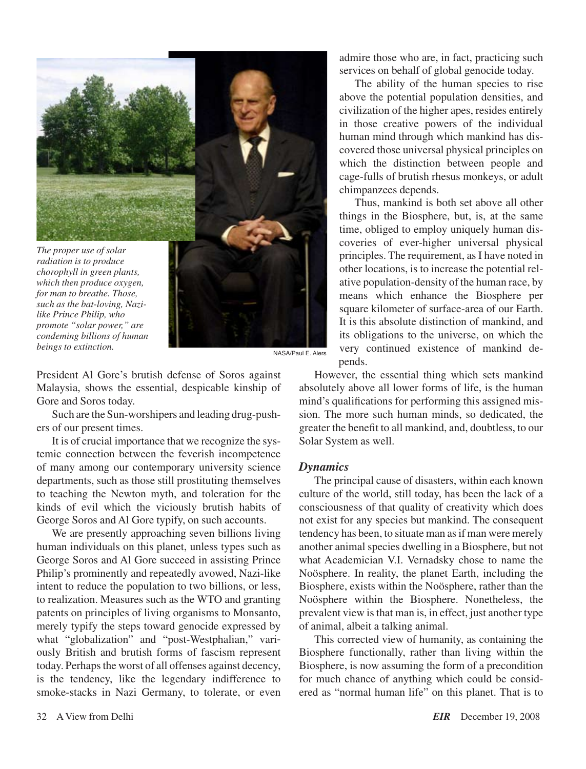*The proper use of solar radiation is to produce chorophyll in green plants, which then produce oxygen, for man to breathe. Those, such as the bat-loving, Nazi-like Prince Philip, who promote "solar power," are condeming billions of human beings to extinction.*

NASA/Paul E. Alers

President Al Gore's brutish defense of Soros against Malaysia, shows the essential, despicable kinship of Gore and Soros today.

Such are the Sun-worshipers and leading drug-pushers of our present times.

It is of crucial importance that we recognize the systemic connection between the feverish incompetence of many among our contemporary university science departments, such as those still prostituting themselves to teaching the Newton myth, and toleration for the kinds of evil which the viciously brutish habits of George Soros and Al Gore typify, on such accounts.

We are presently approaching seven billions living human individuals on this planet, unless types such as George Soros and Al Gore succeed in assisting Prince Philip's prominently and repeatedly avowed, Nazi-like intent to reduce the population to two billions, or less, to realization. Measures such as the WTO and granting patents on principles of living organisms to Monsanto, merely typify the steps toward genocide expressed by what "globalization" and "post-Westphalian," variously British and brutish forms of fascism represent today. Perhaps the worst of all offenses against decency, is the tendency, like the legendary indifference to smoke-stacks in Nazi Germany, to tolerate, or even admire those who are, in fact, practicing such services on behalf of global genocide today.

The ability of the human species to rise above the potential population densities, and civilization of the higher apes, resides entirely in those creative powers of the individual human mind through which mankind has discovered those universal physical principles on which the distinction between people and cage-fulls of brutish rhesus monkeys, or adult chimpanzees depends.

Thus, mankind is both set above all other things in the Biosphere, but, is, at the same time, obliged to employ uniquely human discoveries of ever-higher universal physical principles. The requirement, as I have noted in other locations, is to increase the potential relative population-density of the human race, by means which enhance the Biosphere per square kilometer of surface-area of our Earth. It is this absolute distinction of mankind, and its obligations to the universe, on which the very continued existence of mankind depends.

However, the essential thing which sets mankind absolutely above all lower forms of life, is the human mind's qualifications for performing this assigned mission. The more such human minds, so dedicated, the greater the benefit to all mankind, and, doubtless, to our Solar System as well.

### *Dynamics*

The principal cause of disasters, within each known culture of the world, still today, has been the lack of a consciousness of that quality of creativity which does not exist for any species but mankind. The consequent tendency has been, to situate man as if man were merely another animal species dwelling in a Biosphere, but not what Academician V.I. Vernadsky chose to name the Noösphere. In reality, the planet Earth, including the Biosphere, exists within the Noösphere, rather than the Noösphere within the Biosphere. Nonetheless, the prevalent view is that man is, in effect, just another type of animal, albeit a talking animal.

This corrected view of humanity, as containing the Biosphere functionally, rather than living within the Biosphere, is now assuming the form of a precondition for much chance of anything which could be considered as "normal human life" on this planet. That is to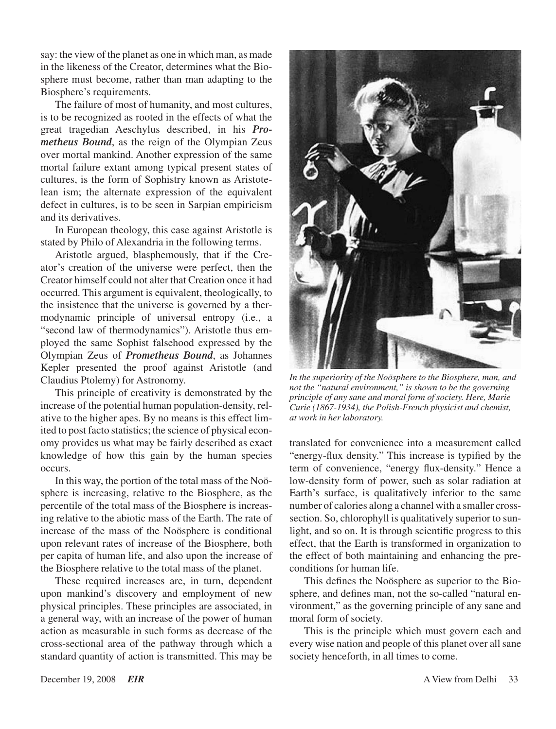say: the view of the planet as one in which man, as made in the likeness of the Creator, determines what the Biosphere must become, rather than man adapting to the Biosphere's requirements.

The failure of most of humanity, and most cultures, is to be recognized as rooted in the effects of what the great tragedian Aeschylus described, in his ***Prometheus Bound***, as the reign of the Olympian Zeus over mortal mankind. Another expression of the same mortal failure extant among typical present states of cultures, is the form of Sophistry known as Aristotelean ism; the alternate expression of the equivalent defect in cultures, is to be seen in Sarpian empiricism and its derivatives.

In European theology, this case against Aristotle is stated by Philo of Alexandria in the following terms.

Aristotle argued, blasphemously, that if the Creator's creation of the universe were perfect, then the Creator himself could not alter that Creation once it had occurred. This argument is equivalent, theologically, to the insistence that the universe is governed by a thermodynamic principle of universal entropy (i.e., a "second law of thermodynamics"). Aristotle thus employed the same Sophist falsehood expressed by the Olympian Zeus of ***Prometheus Bound***, as Johannes Kepler presented the proof against Aristotle (and Claudius Ptolemy) for Astronomy.

This principle of creativity is demonstrated by the increase of the potential human population-density, relative to the higher apes. By no means is this effect limited to post facto statistics; the science of physical economy provides us what may be fairly described as exact knowledge of how this gain by the human species occurs.

In this way, the portion of the total mass of the Noösphere is increasing, relative to the Biosphere, as the percentile of the total mass of the Biosphere is increasing relative to the abiotic mass of the Earth. The rate of increase of the mass of the Noösphere is conditional upon relevant rates of increase of the Biosphere, both per capita of human life, and also upon the increase of the Biosphere relative to the total mass of the planet.

These required increases are, in turn, dependent upon mankind's discovery and employment of new physical principles. These principles are associated, in a general way, with an increase of the power of human action as measurable in such forms as decrease of the cross-sectional area of the pathway through which a standard quantity of action is transmitted. This may be translated for convenience into a measurement called "energy-flux density." This increase is typified by the term of convenience, "energy flux-density." Hence a low-density form of power, such as solar radiation at Earth's surface, is qualitatively inferior to the same number of calories along a channel with a smaller cross-section. So, chlorophyll is qualitatively superior to sunlight, and so on. It is through scientific progress to this effect, that the Earth is transformed in organization to the effect of both maintaining and enhancing the preconditions for human life.

*In the superiority of the Noösphere to the Biosphere, man, and not the "natural environment," is shown to be the governing principle of any sane and moral form of society. Here, Marie Curie (1867-1934), the Polish-French physicist and chemist, at work in her laboratory.*

This defines the Noösphere as superior to the Biosphere, and defines man, not the so-called "natural environment," as the governing principle of any sane and moral form of society.

This is the principle which must govern each and every wise nation and people of this planet over all sane society henceforth, in all times to come.